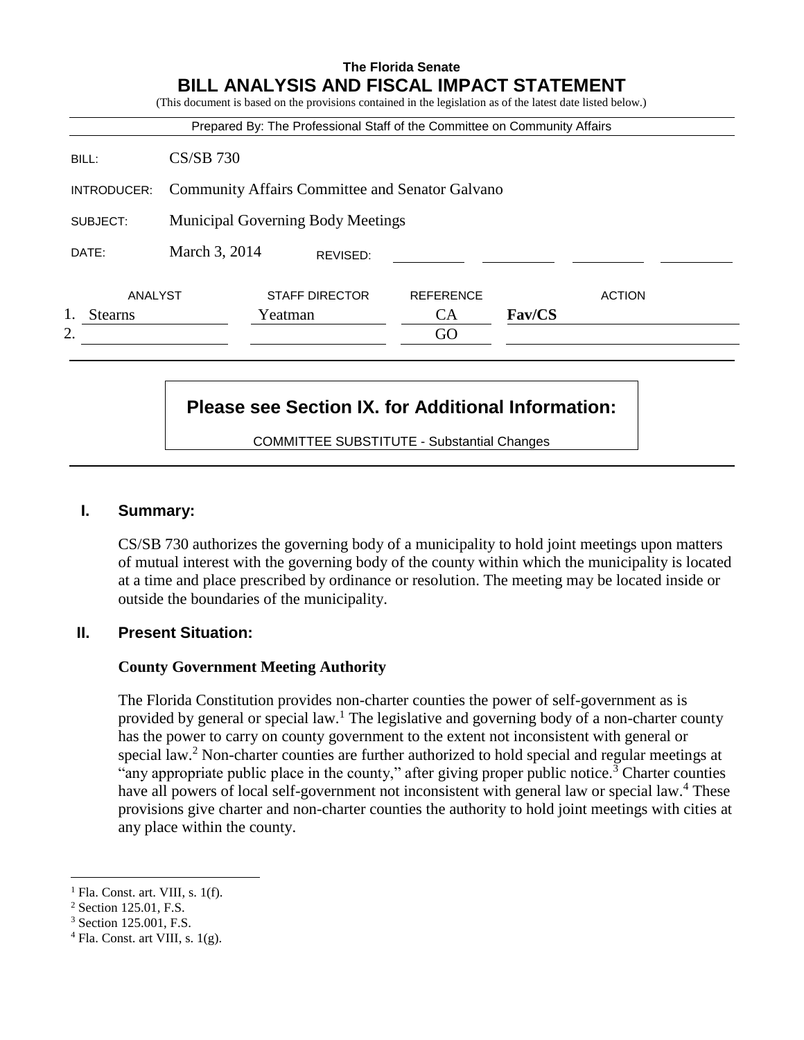**The Florida Senate**

# BILL ANALYSIS AND FISCAL IMPACT STATEMENT

(This document is based on the provisions contained in the legislation as of the latest date listed below.)

Prepared By: The Professional Staff of the Committee on Community Affairs

| | |
|---|---|
| BILL: | CS/SB 730 |
| INTRODUCER: | Community Affairs Committee and Senator Galvano |
| SUBJECT: | Municipal Governing Body Meetings |
| DATE: | March 3, 2014 REVISED: |

| | ANALYST | STAFF DIRECTOR | REFERENCE | ACTION |
|---|---|---|---|---|
| 1. | Stearns | Yeatman | CA | **Fav/CS** |
| 2. | | | GO | |

**Please see Section IX. for Additional Information:**

COMMITTEE SUBSTITUTE - Substantial Changes

## I. Summary:

CS/SB 730 authorizes the governing body of a municipality to hold joint meetings upon matters of mutual interest with the governing body of the county within which the municipality is located at a time and place prescribed by ordinance or resolution. The meeting may be located inside or outside the boundaries of the municipality.

## II. Present Situation:

**County Government Meeting Authority**

The Florida Constitution provides non-charter counties the power of self-government as is provided by general or special law.[1] The legislative and governing body of a non-charter county has the power to carry on county government to the extent not inconsistent with general or special law.[2] Non-charter counties are further authorized to hold special and regular meetings at "any appropriate public place in the county," after giving proper public notice.[3] Charter counties have all powers of local self-government not inconsistent with general law or special law.[4] These provisions give charter and non-charter counties the authority to hold joint meetings with cities at any place within the county.

---

[1] Fla. Const. art. VIII, s. 1(f).
[2] Section 125.01, F.S.
[3] Section 125.001, F.S.
[4] Fla. Const. art VIII, s. 1(g).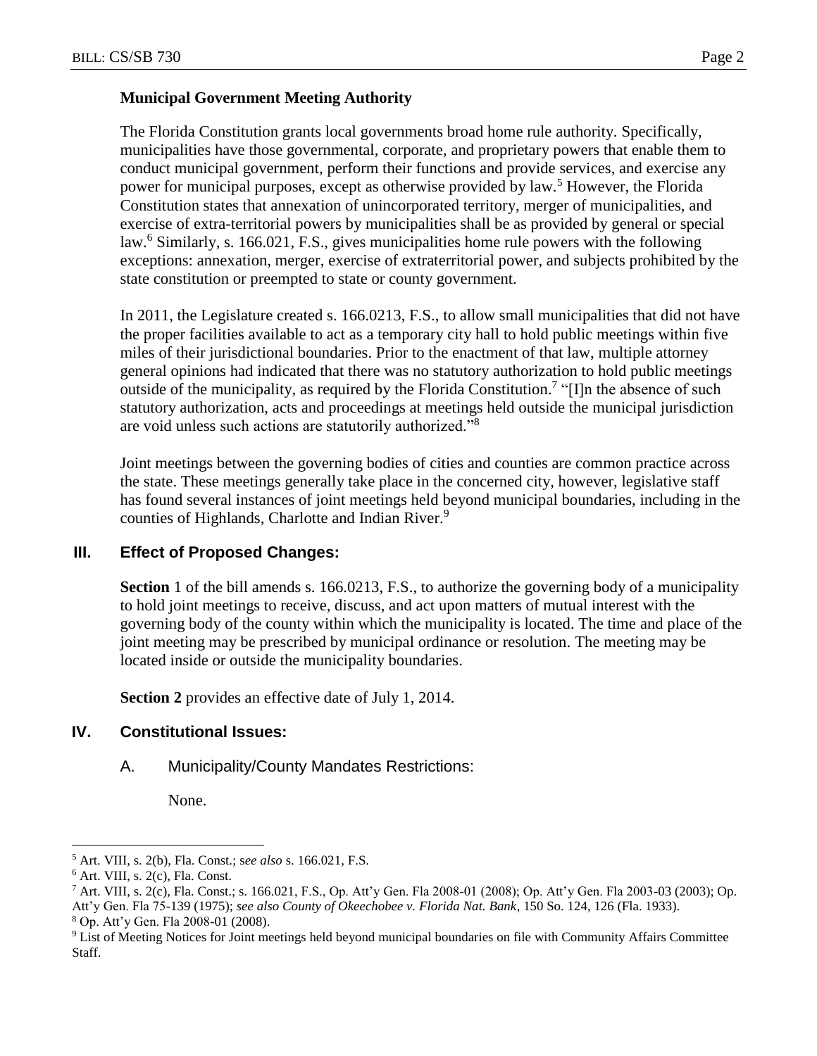### Municipal Government Meeting Authority

The Florida Constitution grants local governments broad home rule authority. Specifically, municipalities have those governmental, corporate, and proprietary powers that enable them to conduct municipal government, perform their functions and provide services, and exercise any power for municipal purposes, except as otherwise provided by law.[5] However, the Florida Constitution states that annexation of unincorporated territory, merger of municipalities, and exercise of extra-territorial powers by municipalities shall be as provided by general or special law.[6] Similarly, s. 166.021, F.S., gives municipalities home rule powers with the following exceptions: annexation, merger, exercise of extraterritorial power, and subjects prohibited by the state constitution or preempted to state or county government.

In 2011, the Legislature created s. 166.0213, F.S., to allow small municipalities that did not have the proper facilities available to act as a temporary city hall to hold public meetings within five miles of their jurisdictional boundaries. Prior to the enactment of that law, multiple attorney general opinions had indicated that there was no statutory authorization to hold public meetings outside of the municipality, as required by the Florida Constitution.[7] "[I]n the absence of such statutory authorization, acts and proceedings at meetings held outside the municipal jurisdiction are void unless such actions are statutorily authorized."[8]

Joint meetings between the governing bodies of cities and counties are common practice across the state. These meetings generally take place in the concerned city, however, legislative staff has found several instances of joint meetings held beyond municipal boundaries, including in the counties of Highlands, Charlotte and Indian River.[9]

## III. Effect of Proposed Changes:

**Section** 1 of the bill amends s. 166.0213, F.S., to authorize the governing body of a municipality to hold joint meetings to receive, discuss, and act upon matters of mutual interest with the governing body of the county within which the municipality is located. The time and place of the joint meeting may be prescribed by municipal ordinance or resolution. The meeting may be located inside or outside the municipality boundaries.

**Section 2** provides an effective date of July 1, 2014.

## IV. Constitutional Issues:

A. Municipality/County Mandates Restrictions:

None.

---

[5] Art. VIII, s. 2(b), Fla. Const.; s*ee also* s. 166.021, F.S.

[6] Art. VIII, s. 2(c), Fla. Const.

[7] Art. VIII, s. 2(c), Fla. Const.; s. 166.021, F.S., Op. Att'y Gen. Fla 2008-01 (2008); Op. Att'y Gen. Fla 2003-03 (2003); Op. Att'y Gen. Fla 75-139 (1975); *see also County of Okeechobee v. Florida Nat. Bank*, 150 So. 124, 126 (Fla. 1933).

[8] Op. Att'y Gen. Fla 2008-01 (2008).

[9] List of Meeting Notices for Joint meetings held beyond municipal boundaries on file with Community Affairs Committee Staff.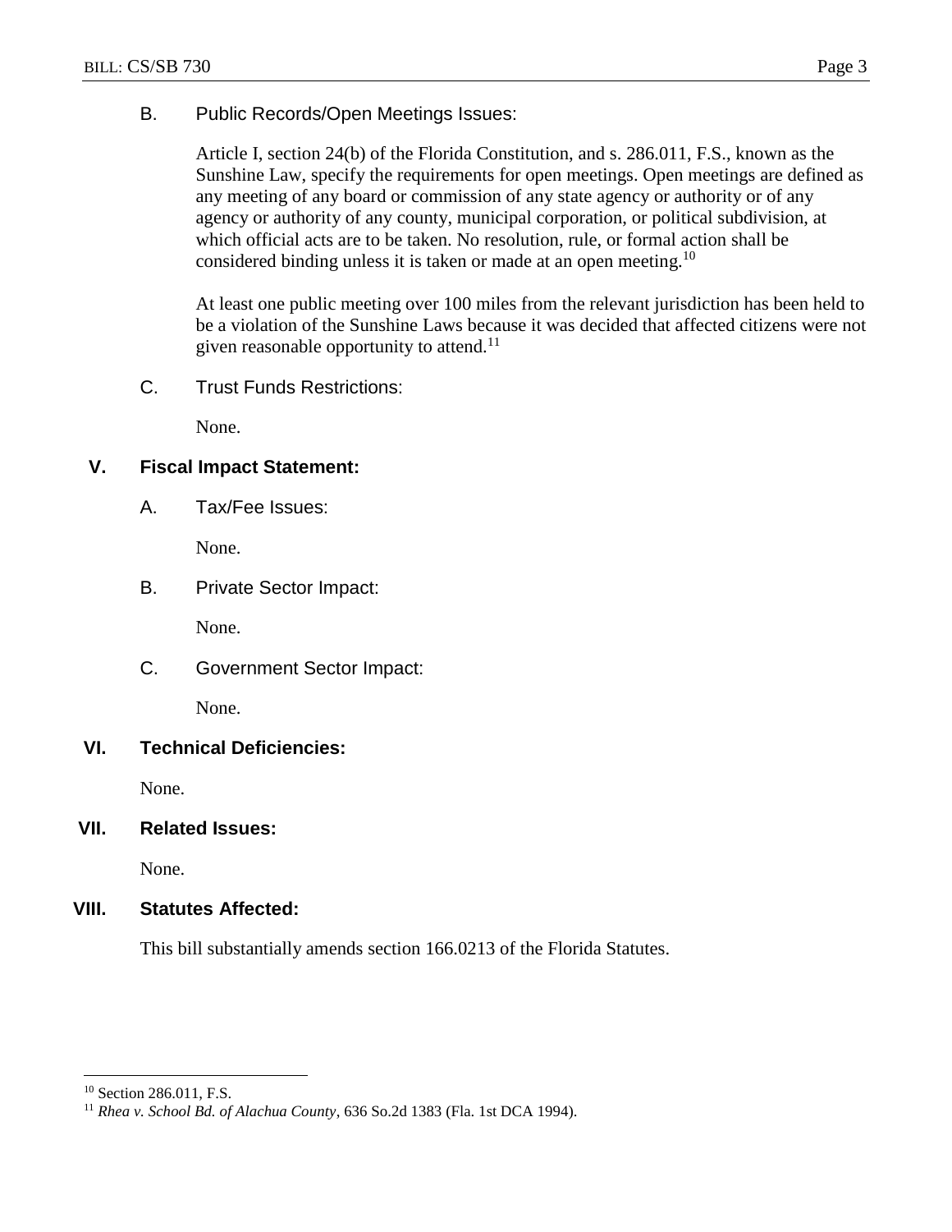B. Public Records/Open Meetings Issues:

Article I, section 24(b) of the Florida Constitution, and s. 286.011, F.S., known as the Sunshine Law, specify the requirements for open meetings. Open meetings are defined as any meeting of any board or commission of any state agency or authority or of any agency or authority of any county, municipal corporation, or political subdivision, at which official acts are to be taken. No resolution, rule, or formal action shall be considered binding unless it is taken or made at an open meeting.[10]

At least one public meeting over 100 miles from the relevant jurisdiction has been held to be a violation of the Sunshine Laws because it was decided that affected citizens were not given reasonable opportunity to attend.[11]

C. Trust Funds Restrictions:

None.

## V. Fiscal Impact Statement:

A. Tax/Fee Issues:

None.

B. Private Sector Impact:

None.

C. Government Sector Impact:

None.

## VI. Technical Deficiencies:

None.

## VII. Related Issues:

None.

## VIII. Statutes Affected:

This bill substantially amends section 166.0213 of the Florida Statutes.

---

[10] Section 286.011, F.S.

[11] *Rhea v. School Bd. of Alachua County*, 636 So.2d 1383 (Fla. 1st DCA 1994).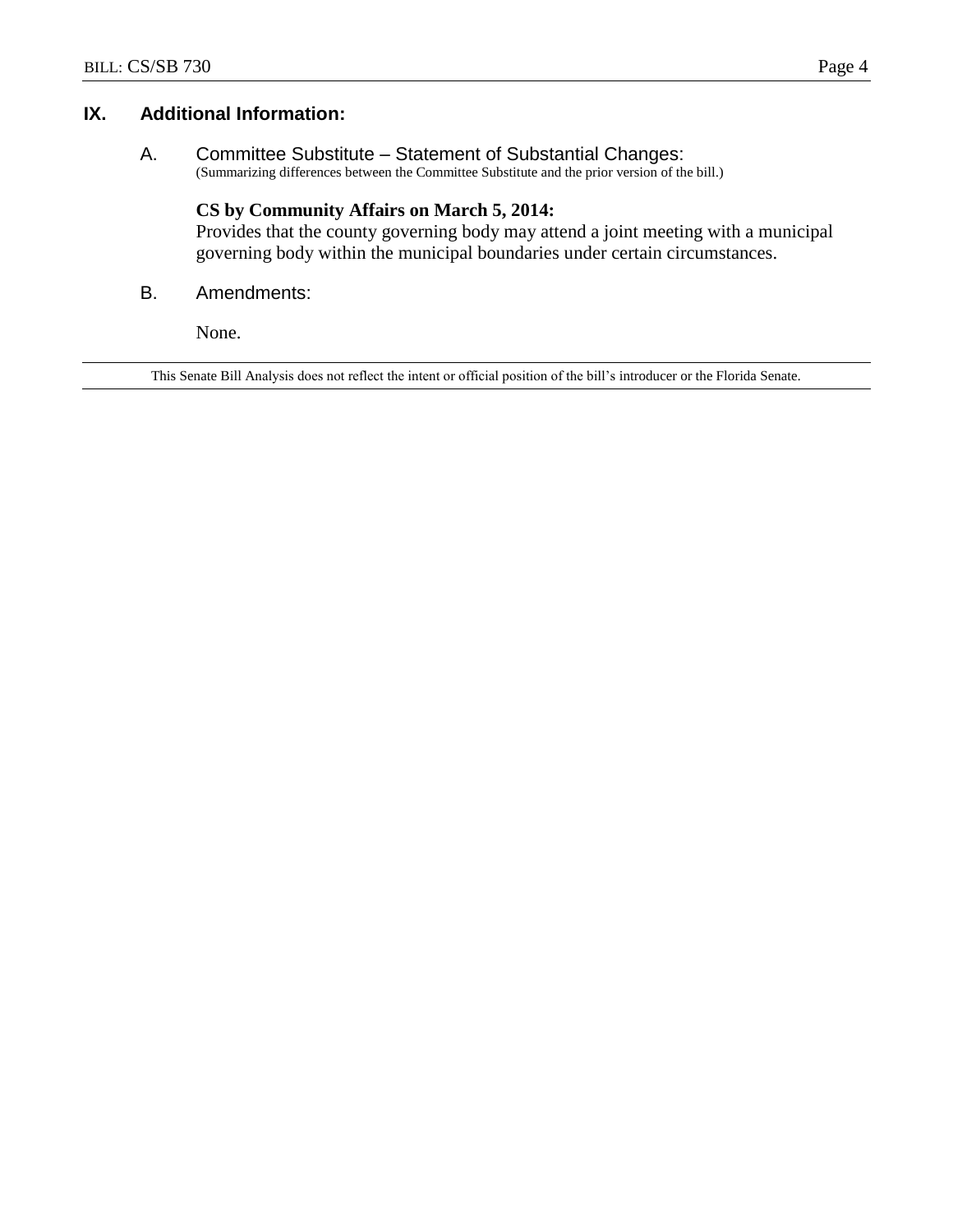## IX. Additional Information:

### A. Committee Substitute – Statement of Substantial Changes:
(Summarizing differences between the Committee Substitute and the prior version of the bill.)

**CS by Community Affairs on March 5, 2014:**
Provides that the county governing body may attend a joint meeting with a municipal governing body within the municipal boundaries under certain circumstances.

### B. Amendments:

None.

This Senate Bill Analysis does not reflect the intent or official position of the bill's introducer or the Florida Senate.